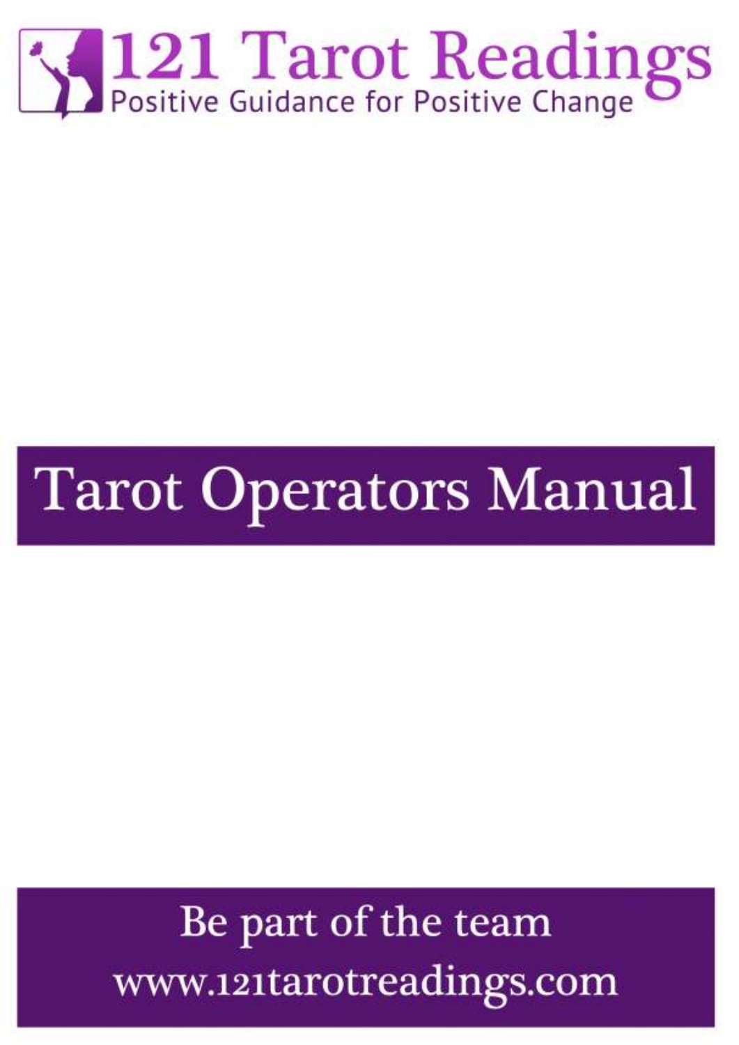# 121 Tarot Readings

Positive Guidance for Positive Change

# Tarot Operators Manual

Be part of the team

www.121tarotreadings.com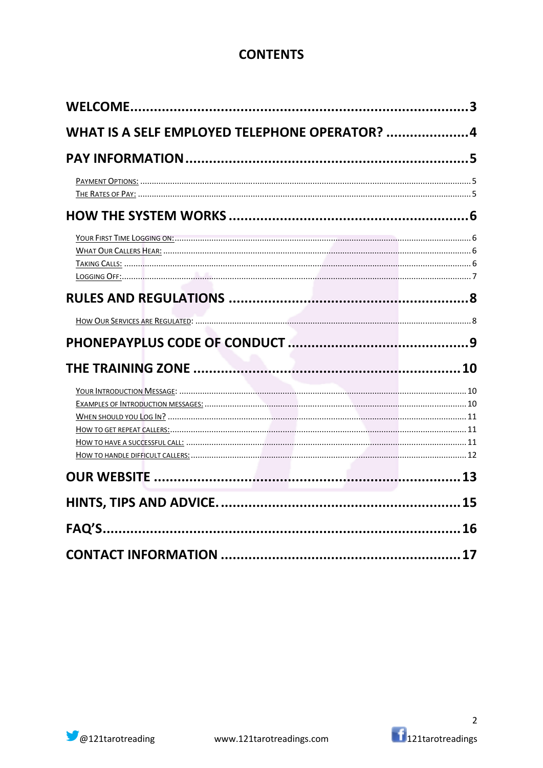# CONTENTS

WELCOME ... 3

WHAT IS A SELF EMPLOYED TELEPHONE OPERATOR? ... 4

PAY INFORMATION ... 5

- Payment Options: ... 5
- The Rates of Pay: ... 5

HOW THE SYSTEM WORKS ... 6

- Your First Time Logging on: ... 6
- What Our Callers Hear: ... 6
- Taking Calls: ... 6
- Logging Off: ... 7

RULES AND REGULATIONS ... 8

- How Our Services are Regulated: ... 8

PHONEPAYPLUS CODE OF CONDUCT ... 9

THE TRAINING ZONE ... 10

- Your Introduction Message: ... 10
- Examples of Introduction messages: ... 10
- When should you Log In? ... 11
- How to get repeat callers: ... 11
- How to have a successful call: ... 11
- How to handle difficult callers: ... 12

OUR WEBSITE ... 13

HINTS, TIPS AND ADVICE. ... 15

FAQ'S ... 16

CONTACT INFORMATION ... 17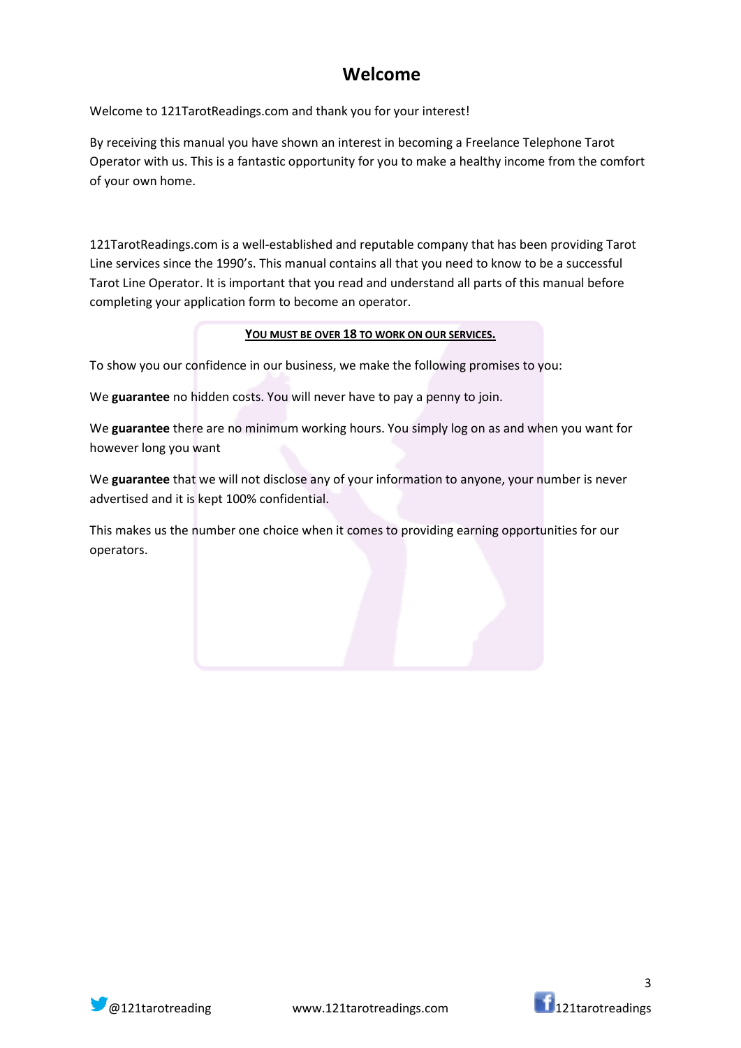# Welcome

Welcome to 121TarotReadings.com and thank you for your interest!

By receiving this manual you have shown an interest in becoming a Freelance Telephone Tarot Operator with us. This is a fantastic opportunity for you to make a healthy income from the comfort of your own home.

121TarotReadings.com is a well-established and reputable company that has been providing Tarot Line services since the 1990's. This manual contains all that you need to know to be a successful Tarot Line Operator. It is important that you read and understand all parts of this manual before completing your application form to become an operator.

**YOU MUST BE OVER 18 TO WORK ON OUR SERVICES.**

To show you our confidence in our business, we make the following promises to you:

We **guarantee** no hidden costs. You will never have to pay a penny to join.

We **guarantee** there are no minimum working hours. You simply log on as and when you want for however long you want

We **guarantee** that we will not disclose any of your information to anyone, your number is never advertised and it is kept 100% confidential.

This makes us the number one choice when it comes to providing earning opportunities for our operators.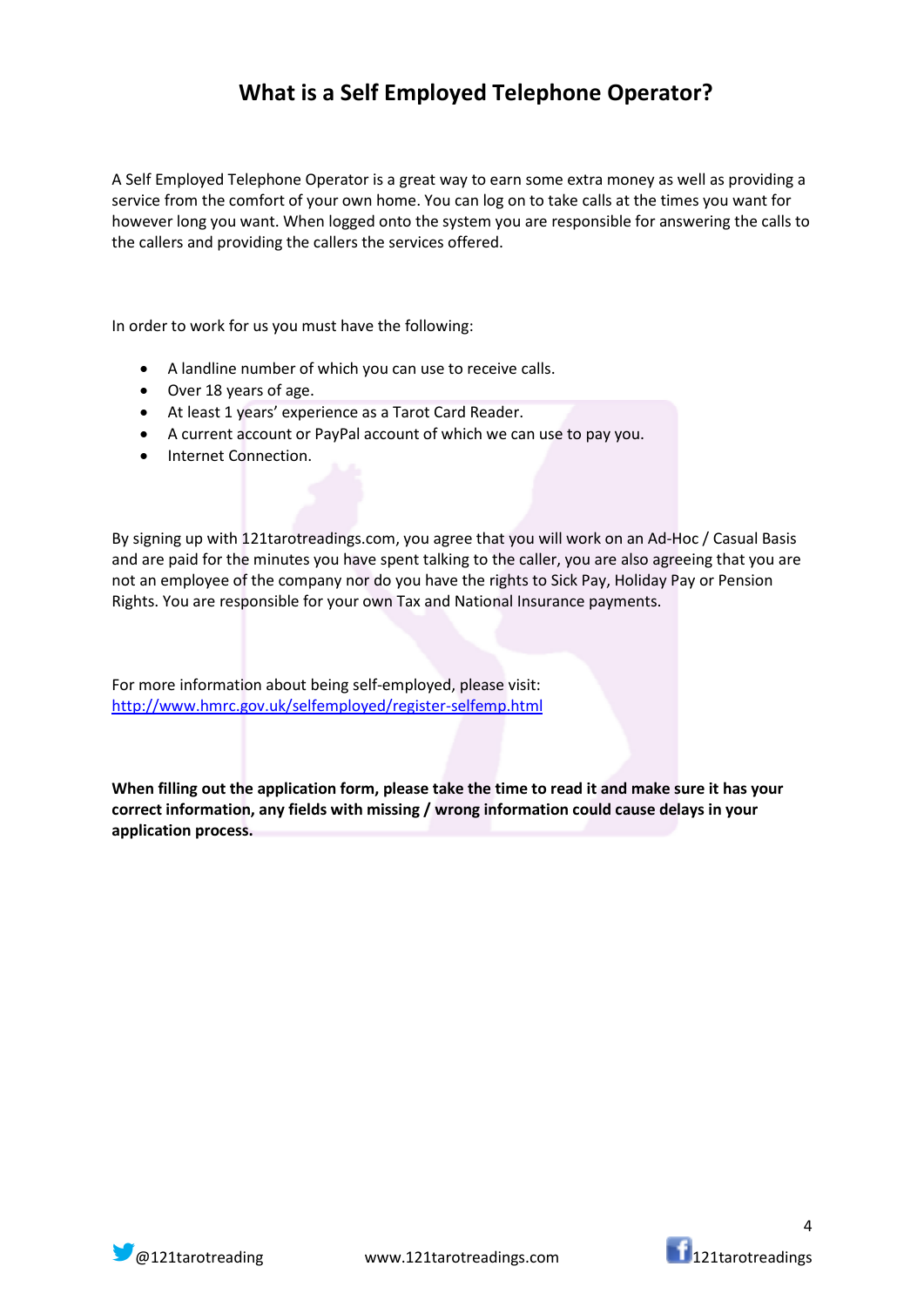# What is a Self Employed Telephone Operator?

A Self Employed Telephone Operator is a great way to earn some extra money as well as providing a service from the comfort of your own home. You can log on to take calls at the times you want for however long you want. When logged onto the system you are responsible for answering the calls to the callers and providing the callers the services offered.

In order to work for us you must have the following:

- A landline number of which you can use to receive calls.
- Over 18 years of age.
- At least 1 years' experience as a Tarot Card Reader.
- A current account or PayPal account of which we can use to pay you.
- Internet Connection.

By signing up with 121tarotreadings.com, you agree that you will work on an Ad-Hoc / Casual Basis and are paid for the minutes you have spent talking to the caller, you are also agreeing that you are not an employee of the company nor do you have the rights to Sick Pay, Holiday Pay or Pension Rights. You are responsible for your own Tax and National Insurance payments.

For more information about being self-employed, please visit:
[http://www.hmrc.gov.uk/selfemployed/register-selfemp.html](http://www.hmrc.gov.uk/selfemployed/register-selfemp.html)

**When filling out the application form, please take the time to read it and make sure it has your correct information, any fields with missing / wrong information could cause delays in your application process.**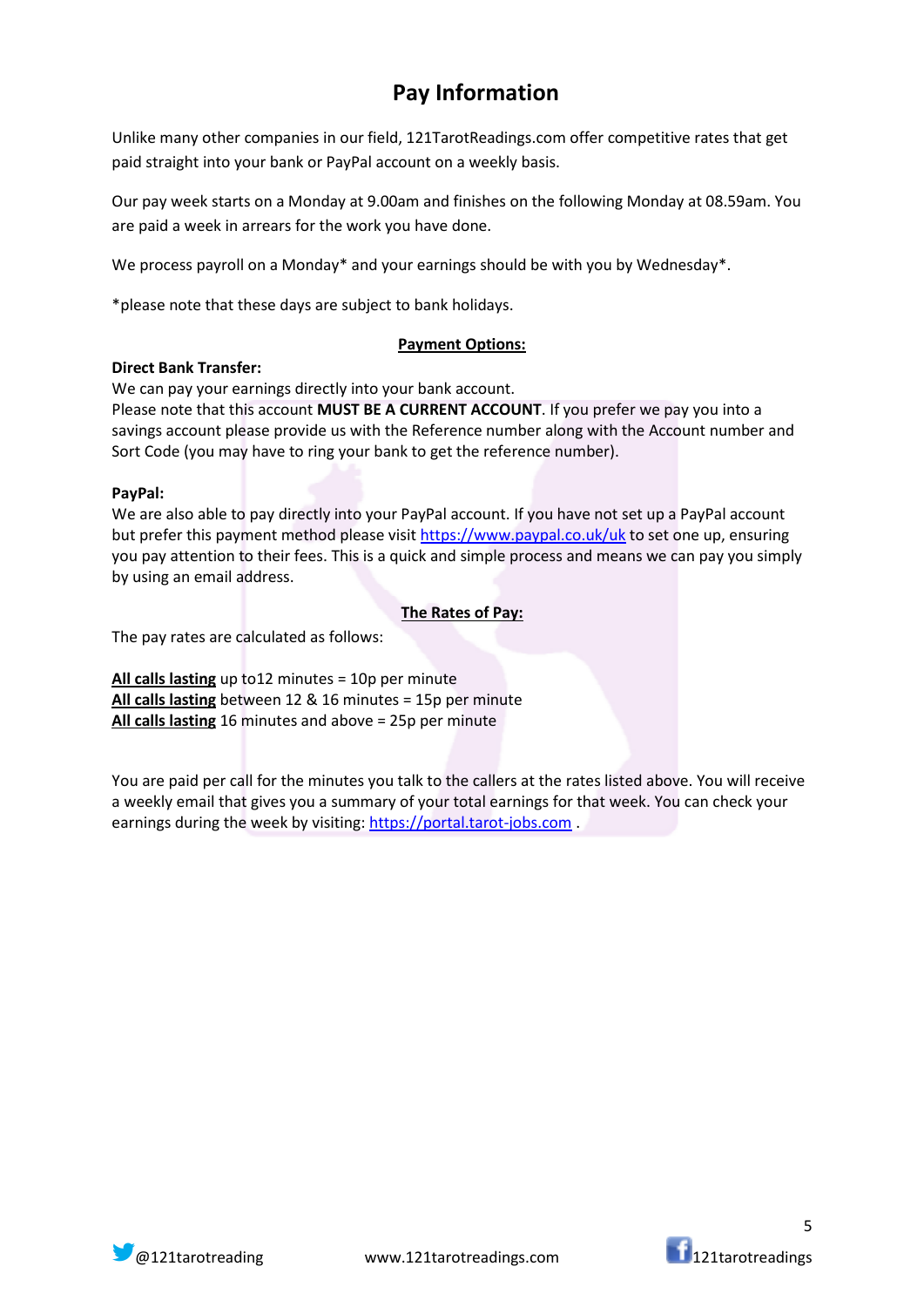# Pay Information

Unlike many other companies in our field, 121TarotReadings.com offer competitive rates that get paid straight into your bank or PayPal account on a weekly basis.

Our pay week starts on a Monday at 9.00am and finishes on the following Monday at 08.59am. You are paid a week in arrears for the work you have done.

We process payroll on a Monday* and your earnings should be with you by Wednesday*.

*please note that these days are subject to bank holidays.

## Payment Options:

**Direct Bank Transfer:**
We can pay your earnings directly into your bank account.
Please note that this account **MUST BE A CURRENT ACCOUNT**. If you prefer we pay you into a savings account please provide us with the Reference number along with the Account number and Sort Code (you may have to ring your bank to get the reference number).

**PayPal:**
We are also able to pay directly into your PayPal account. If you have not set up a PayPal account but prefer this payment method please visit https://www.paypal.co.uk/uk to set one up, ensuring you pay attention to their fees. This is a quick and simple process and means we can pay you simply by using an email address.

## The Rates of Pay:

The pay rates are calculated as follows:

**All calls lasting** up to12 minutes = 10p per minute
**All calls lasting** between 12 & 16 minutes = 15p per minute
**All calls lasting** 16 minutes and above = 25p per minute

You are paid per call for the minutes you talk to the callers at the rates listed above. You will receive a weekly email that gives you a summary of your total earnings for that week. You can check your earnings during the week by visiting: https://portal.tarot-jobs.com .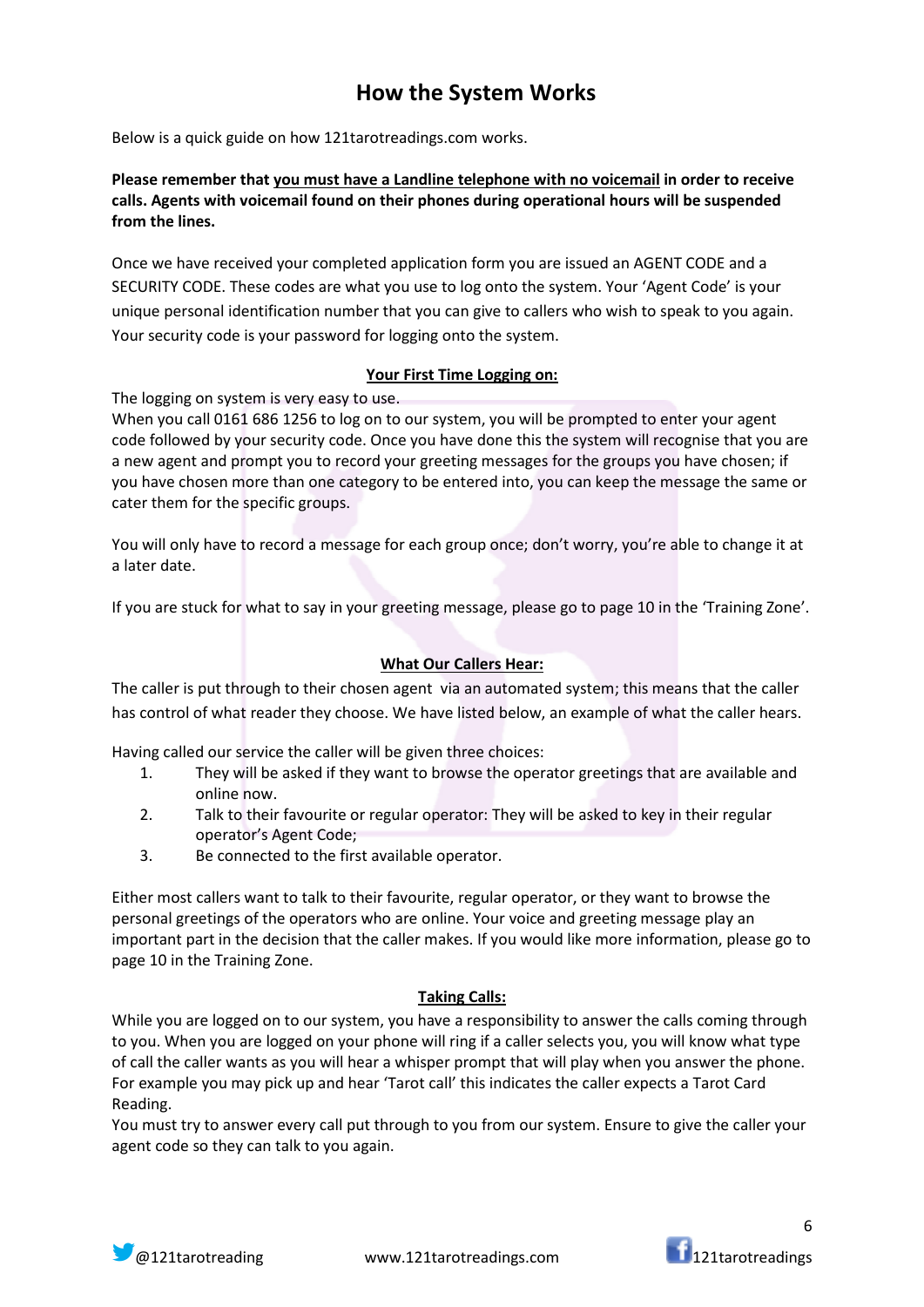# How the System Works

Below is a quick guide on how 121tarotreadings.com works.

**Please remember that <u>you must have a Landline telephone with no voicemail</u> in order to receive calls. Agents with voicemail found on their phones during operational hours will be suspended from the lines.**

Once we have received your completed application form you are issued an AGENT CODE and a SECURITY CODE. These codes are what you use to log onto the system. Your 'Agent Code' is your unique personal identification number that you can give to callers who wish to speak to you again. Your security code is your password for logging onto the system.

## <u>Your First Time Logging on:</u>

The logging on system is very easy to use.
When you call 0161 686 1256 to log on to our system, you will be prompted to enter your agent code followed by your security code. Once you have done this the system will recognise that you are a new agent and prompt you to record your greeting messages for the groups you have chosen; if you have chosen more than one category to be entered into, you can keep the message the same or cater them for the specific groups.

You will only have to record a message for each group once; don't worry, you're able to change it at a later date.

If you are stuck for what to say in your greeting message, please go to page 10 in the 'Training Zone'.

## <u>What Our Callers Hear:</u>

The caller is put through to their chosen agent via an automated system; this means that the caller has control of what reader they choose. We have listed below, an example of what the caller hears.

Having called our service the caller will be given three choices:

1. They will be asked if they want to browse the operator greetings that are available and online now.
2. Talk to their favourite or regular operator: They will be asked to key in their regular operator's Agent Code;
3. Be connected to the first available operator.

Either most callers want to talk to their favourite, regular operator, or they want to browse the personal greetings of the operators who are online. Your voice and greeting message play an important part in the decision that the caller makes. If you would like more information, please go to page 10 in the Training Zone.

## <u>Taking Calls:</u>

While you are logged on to our system, you have a responsibility to answer the calls coming through to you. When you are logged on your phone will ring if a caller selects you, you will know what type of call the caller wants as you will hear a whisper prompt that will play when you answer the phone. For example you may pick up and hear 'Tarot call' this indicates the caller expects a Tarot Card Reading.
You must try to answer every call put through to you from our system. Ensure to give the caller your agent code so they can talk to you again.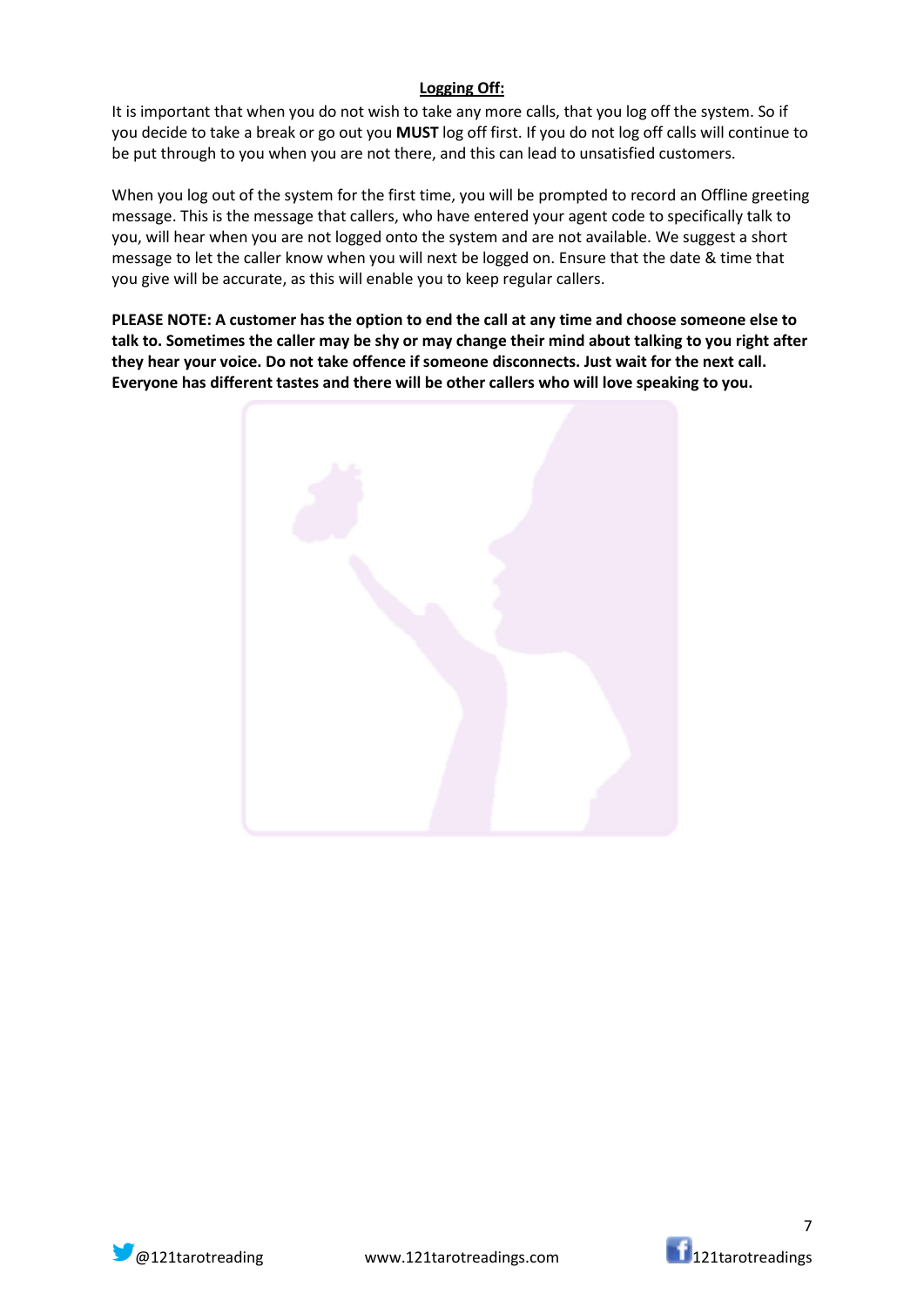## Logging Off:

It is important that when you do not wish to take any more calls, that you log off the system. So if you decide to take a break or go out you **MUST** log off first. If you do not log off calls will continue to be put through to you when you are not there, and this can lead to unsatisfied customers.

When you log out of the system for the first time, you will be prompted to record an Offline greeting message. This is the message that callers, who have entered your agent code to specifically talk to you, will hear when you are not logged onto the system and are not available. We suggest a short message to let the caller know when you will next be logged on. Ensure that the date & time that you give will be accurate, as this will enable you to keep regular callers.

**PLEASE NOTE: A customer has the option to end the call at any time and choose someone else to talk to. Sometimes the caller may be shy or may change their mind about talking to you right after they hear your voice. Do not take offence if someone disconnects. Just wait for the next call. Everyone has different tastes and there will be other callers who will love speaking to you.**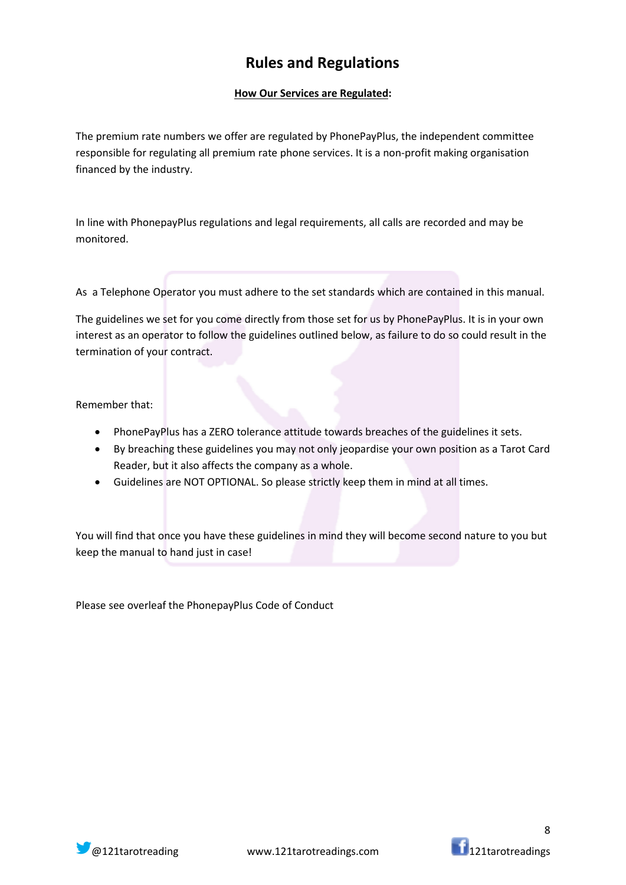# Rules and Regulations

**How Our Services are Regulated:**

The premium rate numbers we offer are regulated by PhonePayPlus, the independent committee responsible for regulating all premium rate phone services. It is a non-profit making organisation financed by the industry.

In line with PhonepayPlus regulations and legal requirements, all calls are recorded and may be monitored.

As a Telephone Operator you must adhere to the set standards which are contained in this manual.

The guidelines we set for you come directly from those set for us by PhonePayPlus. It is in your own interest as an operator to follow the guidelines outlined below, as failure to do so could result in the termination of your contract.

Remember that:

- PhonePayPlus has a ZERO tolerance attitude towards breaches of the guidelines it sets.
- By breaching these guidelines you may not only jeopardise your own position as a Tarot Card Reader, but it also affects the company as a whole.
- Guidelines are NOT OPTIONAL. So please strictly keep them in mind at all times.

You will find that once you have these guidelines in mind they will become second nature to you but keep the manual to hand just in case!

Please see overleaf the PhonepayPlus Code of Conduct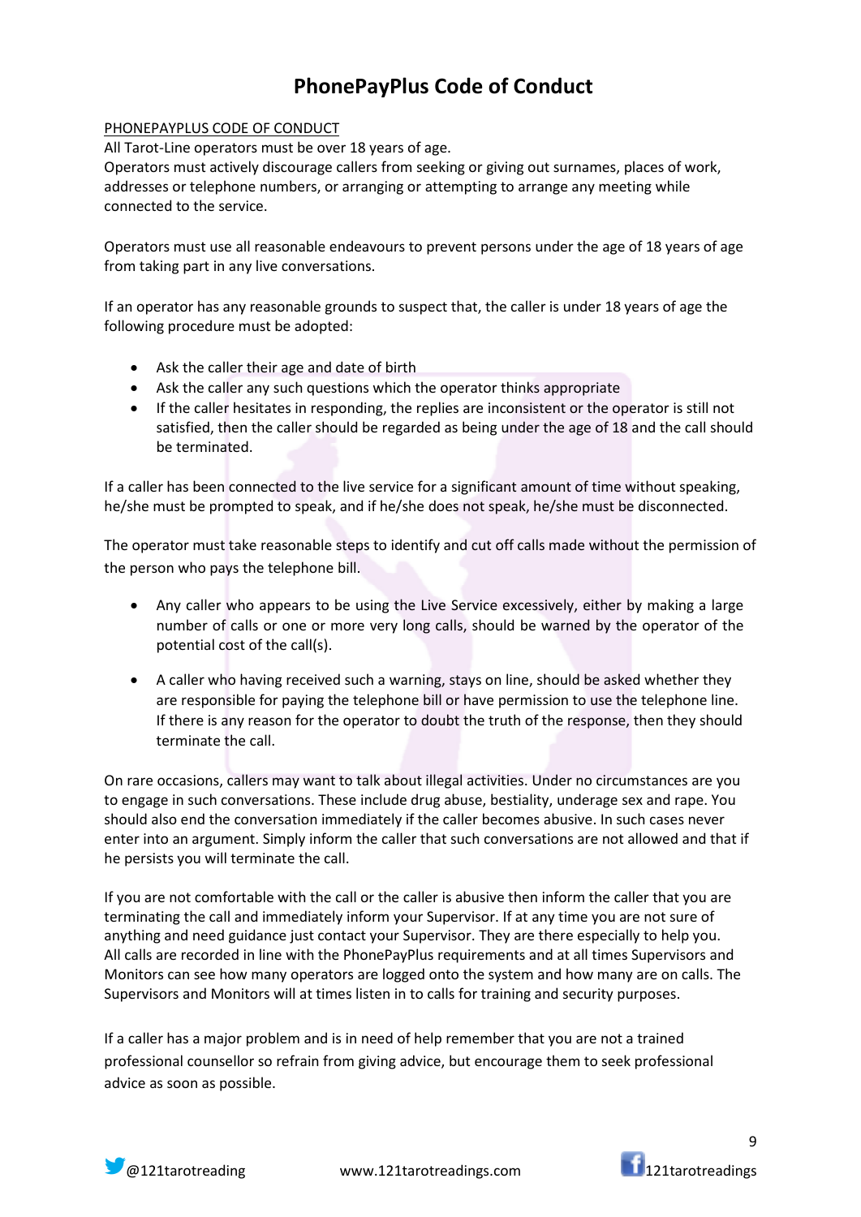# PhonePayPlus Code of Conduct

PHONEPAYPLUS CODE OF CONDUCT

All Tarot-Line operators must be over 18 years of age.
Operators must actively discourage callers from seeking or giving out surnames, places of work, addresses or telephone numbers, or arranging or attempting to arrange any meeting while connected to the service.

Operators must use all reasonable endeavours to prevent persons under the age of 18 years of age from taking part in any live conversations.

If an operator has any reasonable grounds to suspect that, the caller is under 18 years of age the following procedure must be adopted:

- Ask the caller their age and date of birth
- Ask the caller any such questions which the operator thinks appropriate
- If the caller hesitates in responding, the replies are inconsistent or the operator is still not satisfied, then the caller should be regarded as being under the age of 18 and the call should be terminated.

If a caller has been connected to the live service for a significant amount of time without speaking, he/she must be prompted to speak, and if he/she does not speak, he/she must be disconnected.

The operator must take reasonable steps to identify and cut off calls made without the permission of the person who pays the telephone bill.

- Any caller who appears to be using the Live Service excessively, either by making a large number of calls or one or more very long calls, should be warned by the operator of the potential cost of the call(s).
- A caller who having received such a warning, stays on line, should be asked whether they are responsible for paying the telephone bill or have permission to use the telephone line. If there is any reason for the operator to doubt the truth of the response, then they should terminate the call.

On rare occasions, callers may want to talk about illegal activities. Under no circumstances are you to engage in such conversations. These include drug abuse, bestiality, underage sex and rape. You should also end the conversation immediately if the caller becomes abusive. In such cases never enter into an argument. Simply inform the caller that such conversations are not allowed and that if he persists you will terminate the call.

If you are not comfortable with the call or the caller is abusive then inform the caller that you are terminating the call and immediately inform your Supervisor. If at any time you are not sure of anything and need guidance just contact your Supervisor. They are there especially to help you. All calls are recorded in line with the PhonePayPlus requirements and at all times Supervisors and Monitors can see how many operators are logged onto the system and how many are on calls. The Supervisors and Monitors will at times listen in to calls for training and security purposes.

If a caller has a major problem and is in need of help remember that you are not a trained professional counsellor so refrain from giving advice, but encourage them to seek professional advice as soon as possible.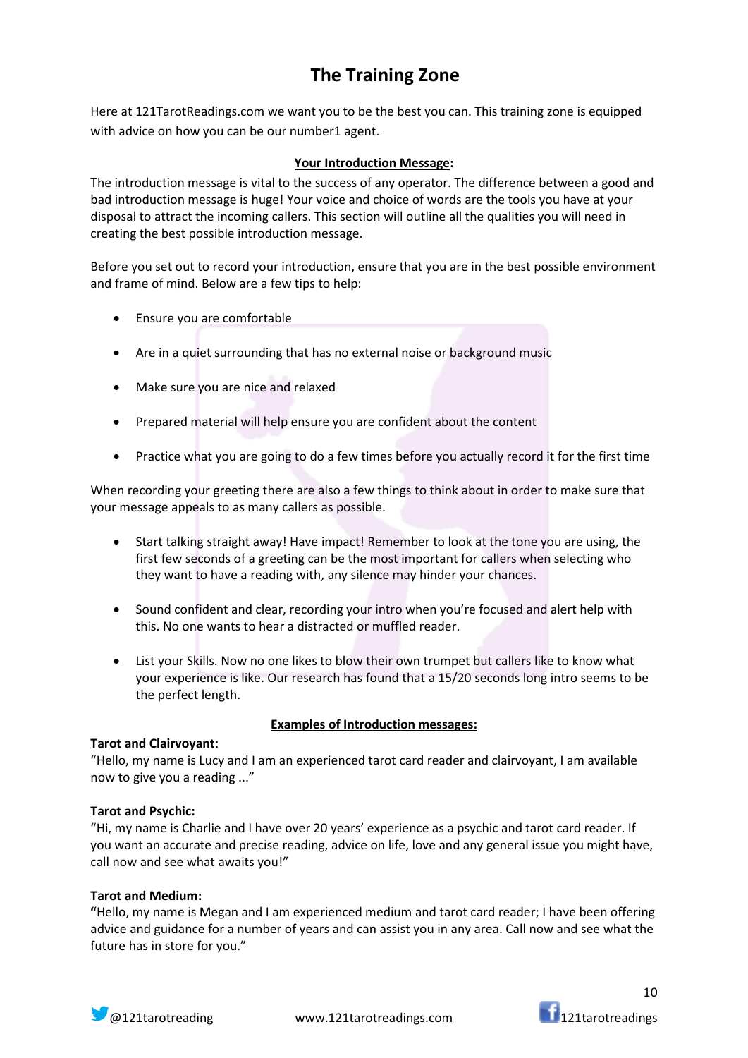# The Training Zone

Here at 121TarotReadings.com we want you to be the best you can. This training zone is equipped with advice on how you can be our number1 agent.

## **<u>Your Introduction Message</u>:**

The introduction message is vital to the success of any operator. The difference between a good and bad introduction message is huge! Your voice and choice of words are the tools you have at your disposal to attract the incoming callers. This section will outline all the qualities you will need in creating the best possible introduction message.

Before you set out to record your introduction, ensure that you are in the best possible environment and frame of mind. Below are a few tips to help:

- Ensure you are comfortable
- Are in a quiet surrounding that has no external noise or background music
- Make sure you are nice and relaxed
- Prepared material will help ensure you are confident about the content
- Practice what you are going to do a few times before you actually record it for the first time

When recording your greeting there are also a few things to think about in order to make sure that your message appeals to as many callers as possible.

- Start talking straight away! Have impact! Remember to look at the tone you are using, the first few seconds of a greeting can be the most important for callers when selecting who they want to have a reading with, any silence may hinder your chances.
- Sound confident and clear, recording your intro when you're focused and alert help with this. No one wants to hear a distracted or muffled reader.
- List your Skills. Now no one likes to blow their own trumpet but callers like to know what your experience is like. Our research has found that a 15/20 seconds long intro seems to be the perfect length.

## **<u>Examples of Introduction messages:</u>**

**Tarot and Clairvoyant:**
"Hello, my name is Lucy and I am an experienced tarot card reader and clairvoyant, I am available now to give you a reading ..."

**Tarot and Psychic:**
"Hi, my name is Charlie and I have over 20 years' experience as a psychic and tarot card reader. If you want an accurate and precise reading, advice on life, love and any general issue you might have, call now and see what awaits you!"

**Tarot and Medium:**
**"**Hello, my name is Megan and I am experienced medium and tarot card reader; I have been offering advice and guidance for a number of years and can assist you in any area. Call now and see what the future has in store for you."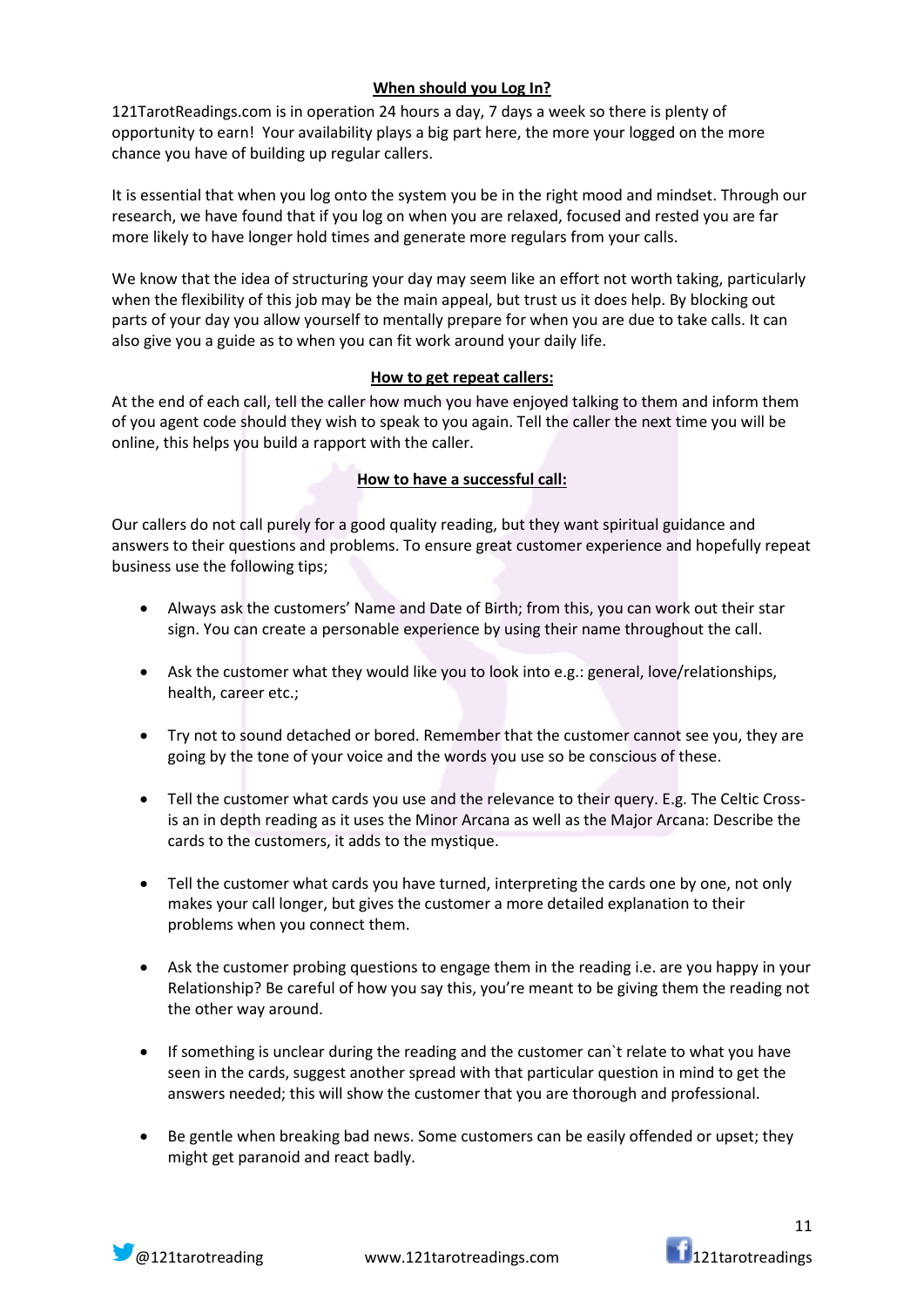## When should you Log In?

121TarotReadings.com is in operation 24 hours a day, 7 days a week so there is plenty of opportunity to earn! Your availability plays a big part here, the more your logged on the more chance you have of building up regular callers.

It is essential that when you log onto the system you be in the right mood and mindset. Through our research, we have found that if you log on when you are relaxed, focused and rested you are far more likely to have longer hold times and generate more regulars from your calls.

We know that the idea of structuring your day may seem like an effort not worth taking, particularly when the flexibility of this job may be the main appeal, but trust us it does help. By blocking out parts of your day you allow yourself to mentally prepare for when you are due to take calls. It can also give you a guide as to when you can fit work around your daily life.

## How to get repeat callers:

At the end of each call, tell the caller how much you have enjoyed talking to them and inform them of you agent code should they wish to speak to you again. Tell the caller the next time you will be online, this helps you build a rapport with the caller.

## How to have a successful call:

Our callers do not call purely for a good quality reading, but they want spiritual guidance and answers to their questions and problems. To ensure great customer experience and hopefully repeat business use the following tips;

- Always ask the customers' Name and Date of Birth; from this, you can work out their star sign. You can create a personable experience by using their name throughout the call.
- Ask the customer what they would like you to look into e.g.: general, love/relationships, health, career etc.;
- Try not to sound detached or bored. Remember that the customer cannot see you, they are going by the tone of your voice and the words you use so be conscious of these.
- Tell the customer what cards you use and the relevance to their query. E.g. The Celtic Cross- is an in depth reading as it uses the Minor Arcana as well as the Major Arcana: Describe the cards to the customers, it adds to the mystique.
- Tell the customer what cards you have turned, interpreting the cards one by one, not only makes your call longer, but gives the customer a more detailed explanation to their problems when you connect them.
- Ask the customer probing questions to engage them in the reading i.e. are you happy in your Relationship? Be careful of how you say this, you're meant to be giving them the reading not the other way around.
- If something is unclear during the reading and the customer can`t relate to what you have seen in the cards, suggest another spread with that particular question in mind to get the answers needed; this will show the customer that you are thorough and professional.
- Be gentle when breaking bad news. Some customers can be easily offended or upset; they might get paranoid and react badly.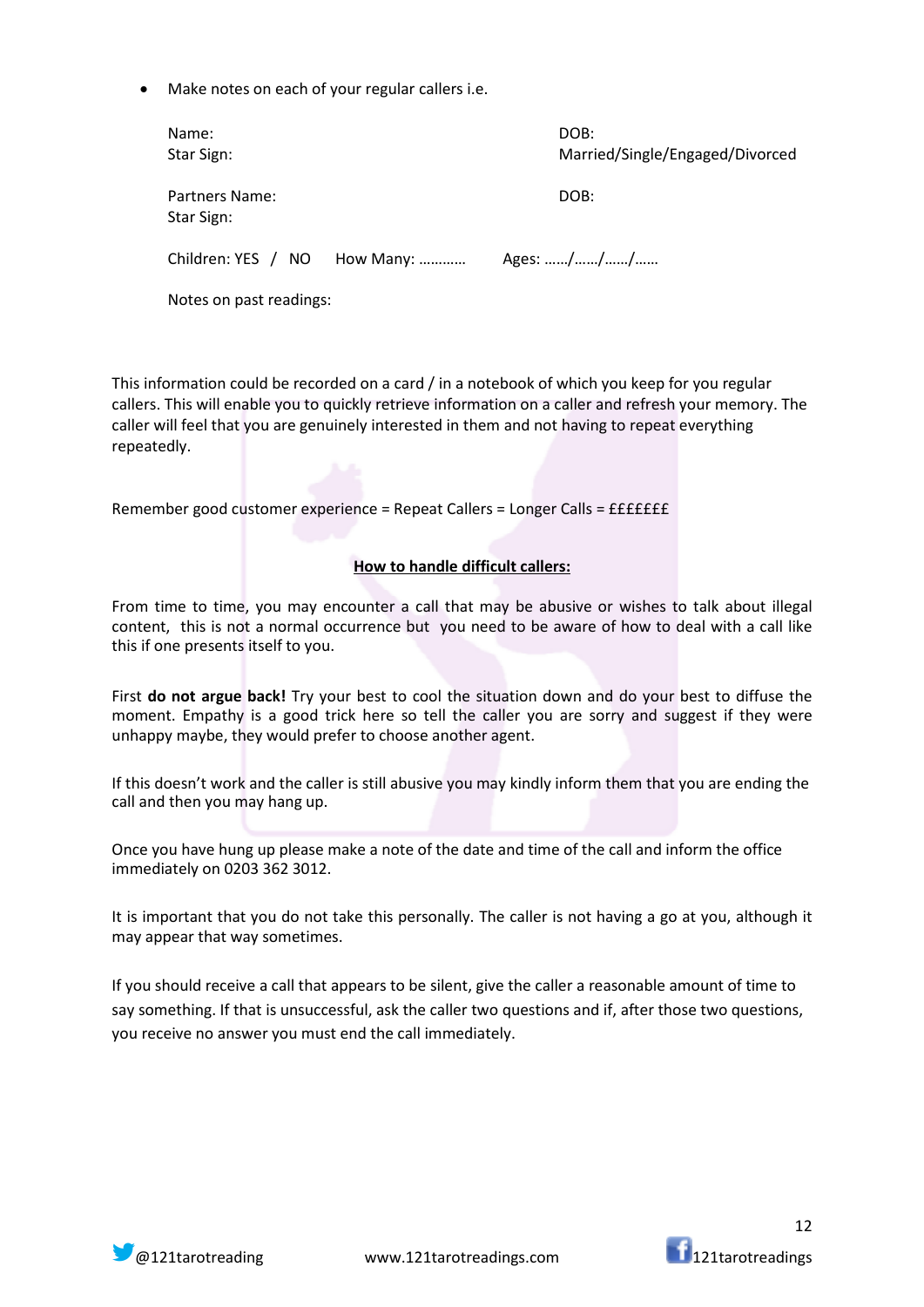- Make notes on each of your regular callers i.e.

  Name: DOB:
  Star Sign: Married/Single/Engaged/Divorced

  Partners Name: DOB:
  Star Sign:

  Children: YES / NO How Many: ………… Ages: ……/……/……/……

  Notes on past readings:

This information could be recorded on a card / in a notebook of which you keep for you regular callers. This will enable you to quickly retrieve information on a caller and refresh your memory. The caller will feel that you are genuinely interested in them and not having to repeat everything repeatedly.

Remember good customer experience = Repeat Callers = Longer Calls = £££££££

**How to handle difficult callers:**

From time to time, you may encounter a call that may be abusive or wishes to talk about illegal content, this is not a normal occurrence but you need to be aware of how to deal with a call like this if one presents itself to you.

First **do not argue back!** Try your best to cool the situation down and do your best to diffuse the moment. Empathy is a good trick here so tell the caller you are sorry and suggest if they were unhappy maybe, they would prefer to choose another agent.

If this doesn't work and the caller is still abusive you may kindly inform them that you are ending the call and then you may hang up.

Once you have hung up please make a note of the date and time of the call and inform the office immediately on 0203 362 3012.

It is important that you do not take this personally. The caller is not having a go at you, although it may appear that way sometimes.

If you should receive a call that appears to be silent, give the caller a reasonable amount of time to say something. If that is unsuccessful, ask the caller two questions and if, after those two questions, you receive no answer you must end the call immediately.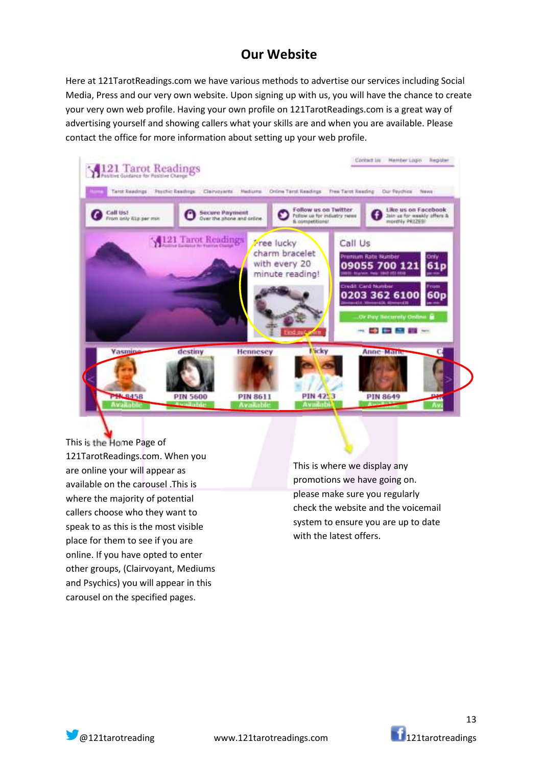# Our Website

Here at 121TarotReadings.com we have various methods to advertise our services including Social Media, Press and our very own website. Upon signing up with us, you will have the chance to create your very own web profile. Having your own profile on 121TarotReadings.com is a great way of advertising yourself and showing callers what your skills are and when you are available. Please contact the office for more information about setting up your web profile.

This is the Home Page of 121TarotReadings.com. When you are online your will appear as available on the carousel .This is where the majority of potential callers choose who they want to speak to as this is the most visible place for them to see if you are online. If you have opted to enter other groups, (Clairvoyant, Mediums and Psychics) you will appear in this carousel on the specified pages.

This is where we display any promotions we have going on. please make sure you regularly check the website and the voicemail system to ensure you are up to date with the latest offers.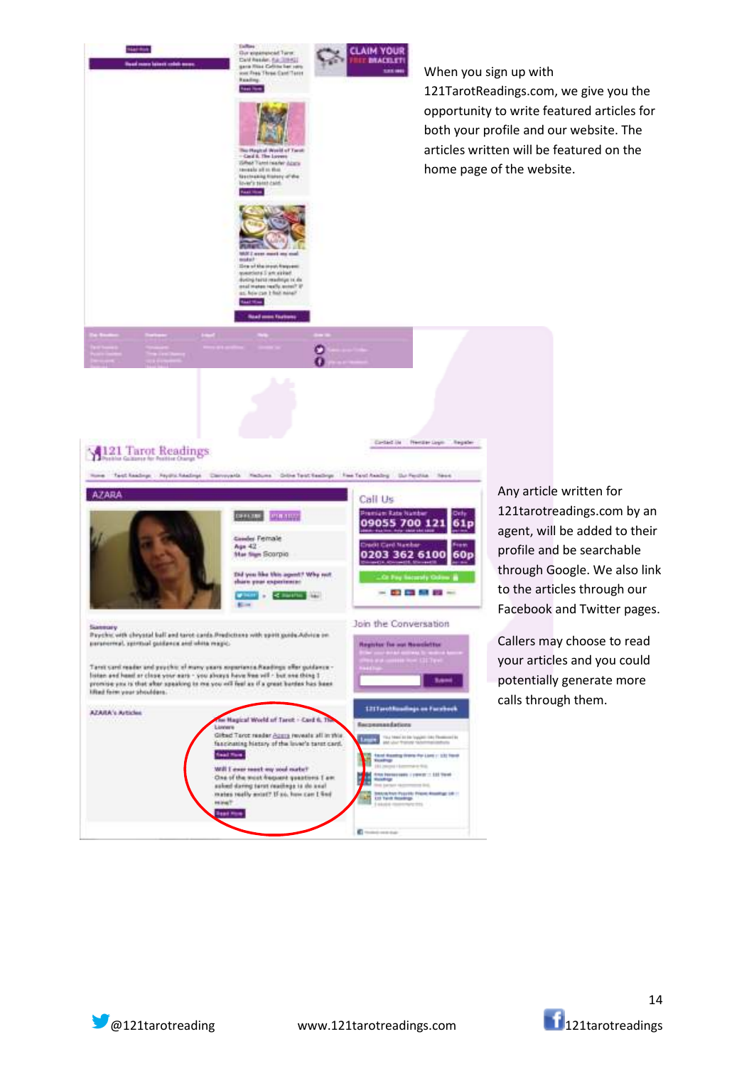When you sign up with 121TarotReadings.com, we give you the opportunity to write featured articles for both your profile and our website. The articles written will be featured on the home page of the website.

Any article written for 121tarotreadings.com by an agent, will be added to their profile and be searchable through Google. We also link to the articles through our Facebook and Twitter pages.

Callers may choose to read your articles and you could potentially generate more calls through them.

@121tarotreading www.121tarotreadings.com 121tarotreadings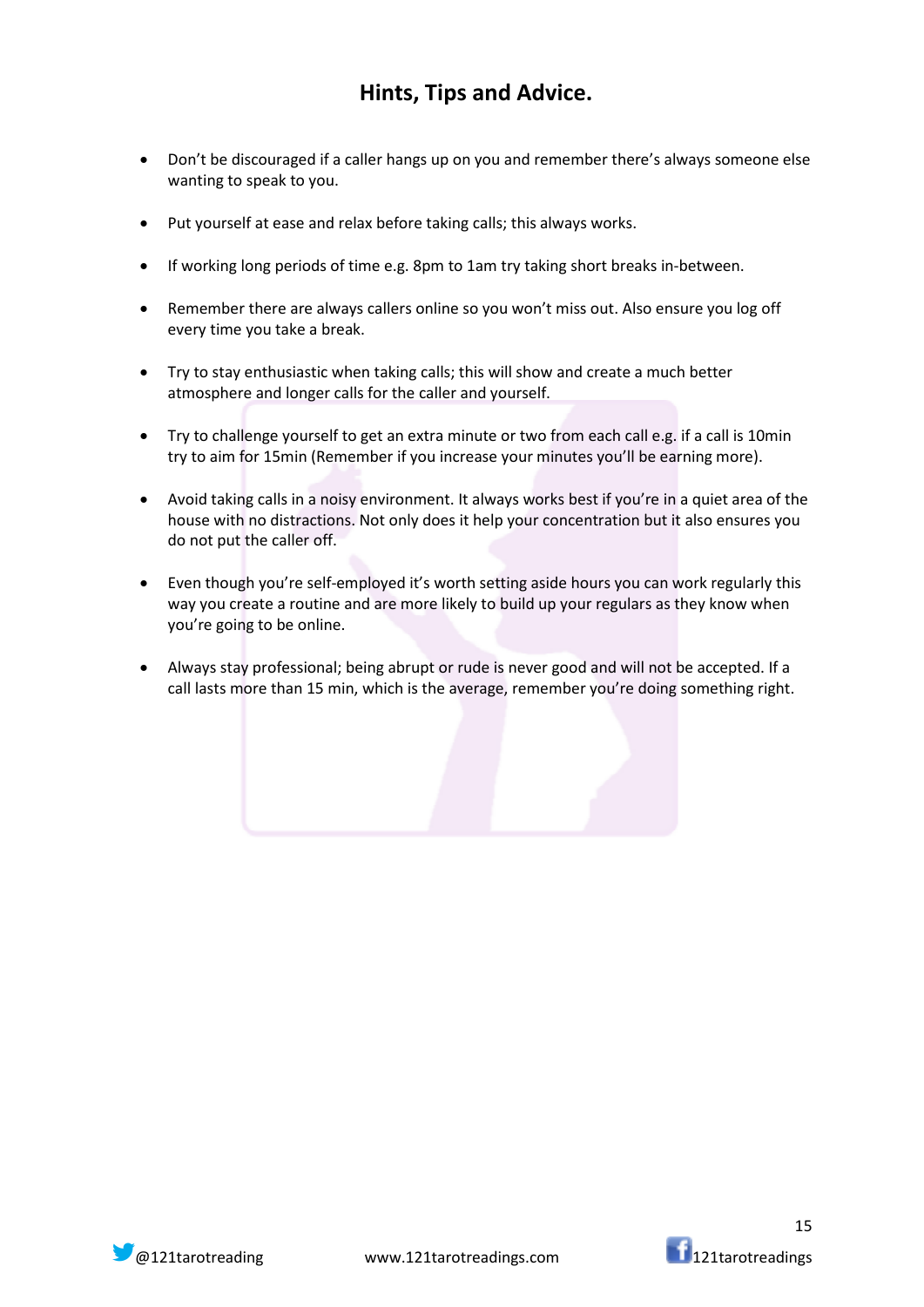## Hints, Tips and Advice.

- Don't be discouraged if a caller hangs up on you and remember there's always someone else wanting to speak to you.
- Put yourself at ease and relax before taking calls; this always works.
- If working long periods of time e.g. 8pm to 1am try taking short breaks in-between.
- Remember there are always callers online so you won't miss out. Also ensure you log off every time you take a break.
- Try to stay enthusiastic when taking calls; this will show and create a much better atmosphere and longer calls for the caller and yourself.
- Try to challenge yourself to get an extra minute or two from each call e.g. if a call is 10min try to aim for 15min (Remember if you increase your minutes you'll be earning more).
- Avoid taking calls in a noisy environment. It always works best if you're in a quiet area of the house with no distractions. Not only does it help your concentration but it also ensures you do not put the caller off.
- Even though you're self-employed it's worth setting aside hours you can work regularly this way you create a routine and are more likely to build up your regulars as they know when you're going to be online.
- Always stay professional; being abrupt or rude is never good and will not be accepted. If a call lasts more than 15 min, which is the average, remember you're doing something right.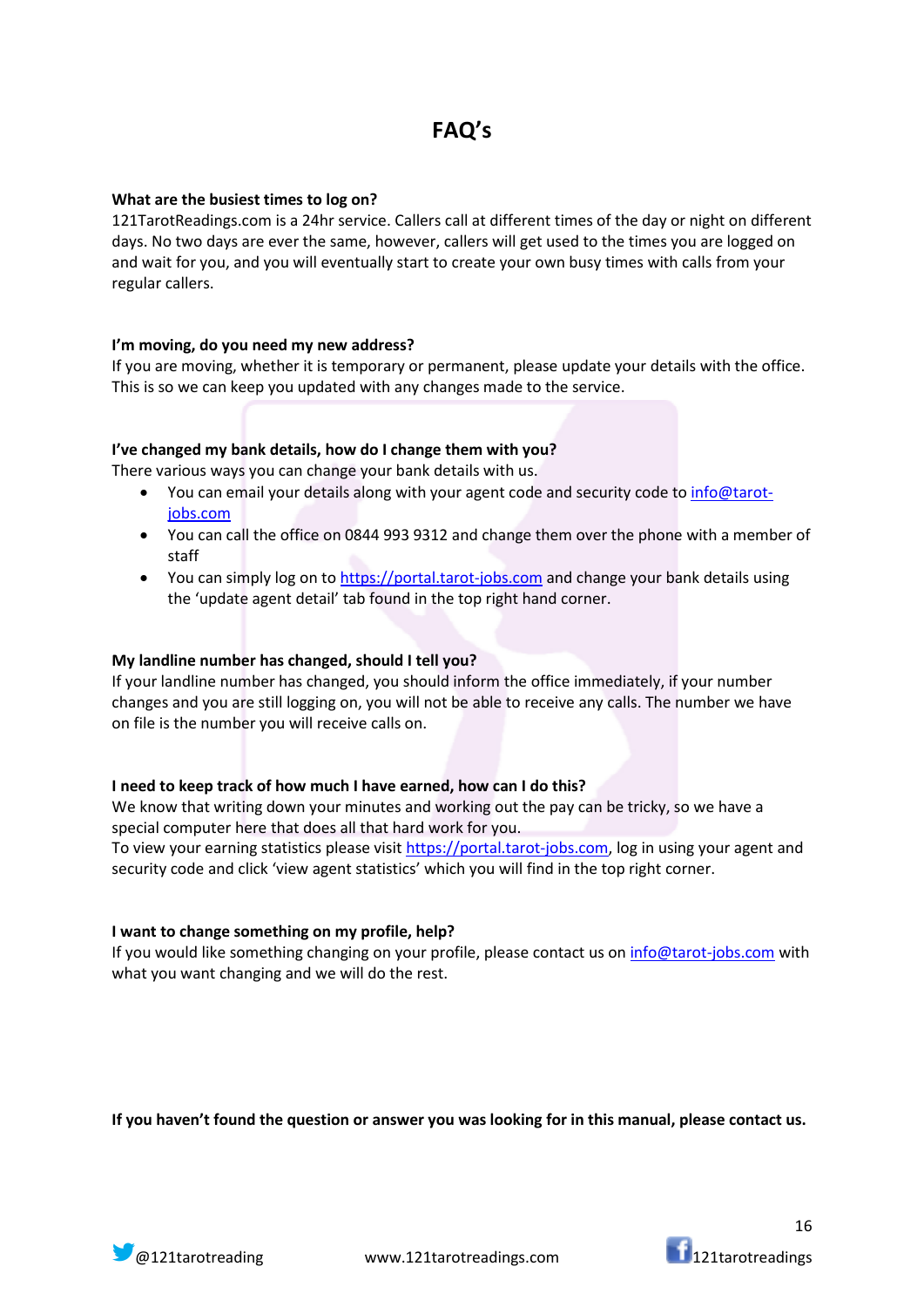# FAQ's

**What are the busiest times to log on?**
121TarotReadings.com is a 24hr service. Callers call at different times of the day or night on different days. No two days are ever the same, however, callers will get used to the times you are logged on and wait for you, and you will eventually start to create your own busy times with calls from your regular callers.

**I'm moving, do you need my new address?**
If you are moving, whether it is temporary or permanent, please update your details with the office. This is so we can keep you updated with any changes made to the service.

**I've changed my bank details, how do I change them with you?**
There various ways you can change your bank details with us.

- You can email your details along with your agent code and security code to info@tarot-jobs.com
- You can call the office on 0844 993 9312 and change them over the phone with a member of staff
- You can simply log on to https://portal.tarot-jobs.com and change your bank details using the 'update agent detail' tab found in the top right hand corner.

**My landline number has changed, should I tell you?**
If your landline number has changed, you should inform the office immediately, if your number changes and you are still logging on, you will not be able to receive any calls. The number we have on file is the number you will receive calls on.

**I need to keep track of how much I have earned, how can I do this?**
We know that writing down your minutes and working out the pay can be tricky, so we have a special computer here that does all that hard work for you.
To view your earning statistics please visit https://portal.tarot-jobs.com, log in using your agent and security code and click 'view agent statistics' which you will find in the top right corner.

**I want to change something on my profile, help?**
If you would like something changing on your profile, please contact us on info@tarot-jobs.com with what you want changing and we will do the rest.

**If you haven't found the question or answer you was looking for in this manual, please contact us.**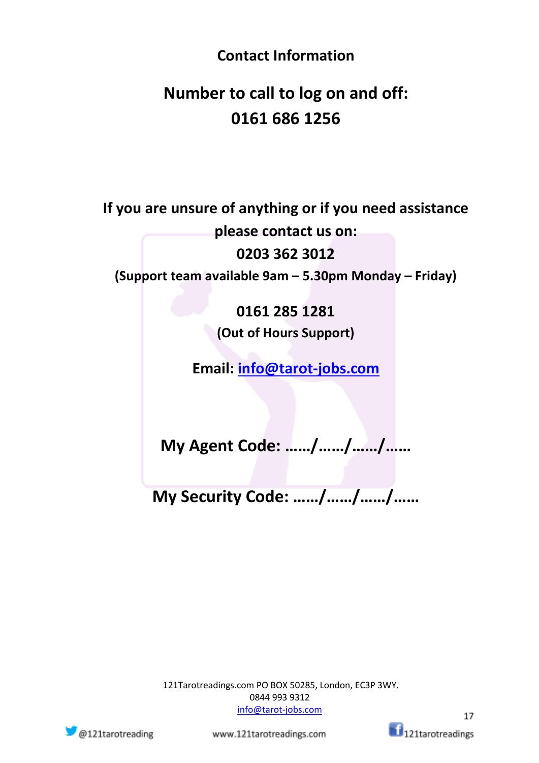## Contact Information

## Number to call to log on and off: 0161 686 1256

**If you are unsure of anything or if you need assistance please contact us on:**

**0203 362 3012**

**(Support team available 9am – 5.30pm Monday – Friday)**

**0161 285 1281**

**(Out of Hours Support)**

**Email: info@tarot-jobs.com**

**My Agent Code: ……/……/……/……**

**My Security Code: ……/……/……/……**

121Tarotreadings.com PO BOX 50285, London, EC3P 3WY.
0844 993 9312
info@tarot-jobs.com

@121tarotreading www.121tarotreadings.com 121tarotreadings